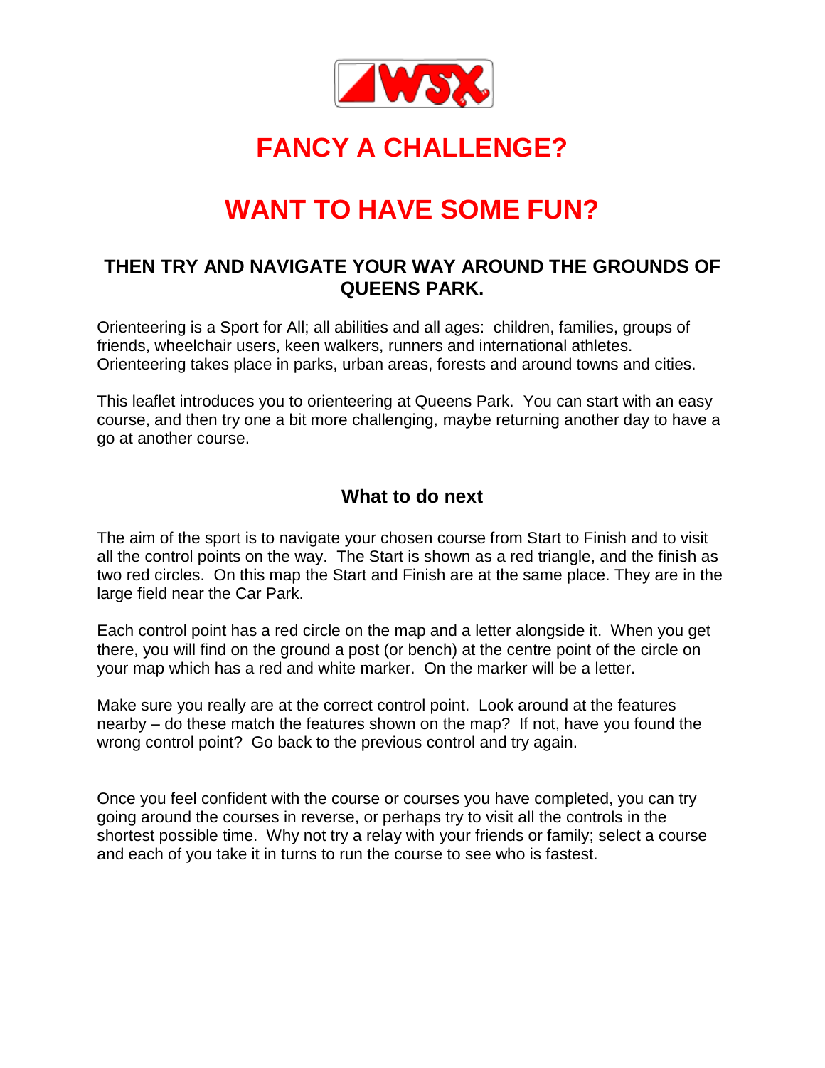# FANCY A CHALLENGE?

# WANT TO HAVE SOME FUN?

### THEN TRY AND NAVIGATE YOUR WAY AROUND THE GROUNDS OF QUEENS PARK.

Orienteering is a Sport for All; all abilities and all ages: children, families, groups of friends, wheelchair users, keen walkers, runners and international athletes. Orienteering takes place in parks, urban areas, forests and around towns and cities.

This leaflet introduces you to orienteering at Queens Park. You can start with an easy course, and then try one a bit more challenging, maybe returning another day to have a go at another course.

## What to do next

The aim of the sport is to navigate your chosen course from Start to Finish and to visit all the control points on the way. The Start is shown as a red triangle, and the finish as two red circles. On this map the Start and Finish are at the same place. They are in the large field near the Car Park.

Each control point has a red circle on the map and a letter alongside it. When you get there, you will find on the ground a post (or bench) at the centre point of the circle on your map which has a red and white marker. On the marker will be a letter.

Make sure you really are at the correct control point. Look around at the features nearby – do these match the features shown on the map? If not, have you found the wrong control point? Go back to the previous control and try again.

Once you feel confident with the course or courses you have completed, you can try going around the courses in reverse, or perhaps try to visit all the controls in the shortest possible time. Why not try a relay with your friends or family; select a course and each of you take it in turns to run the course to see who is fastest.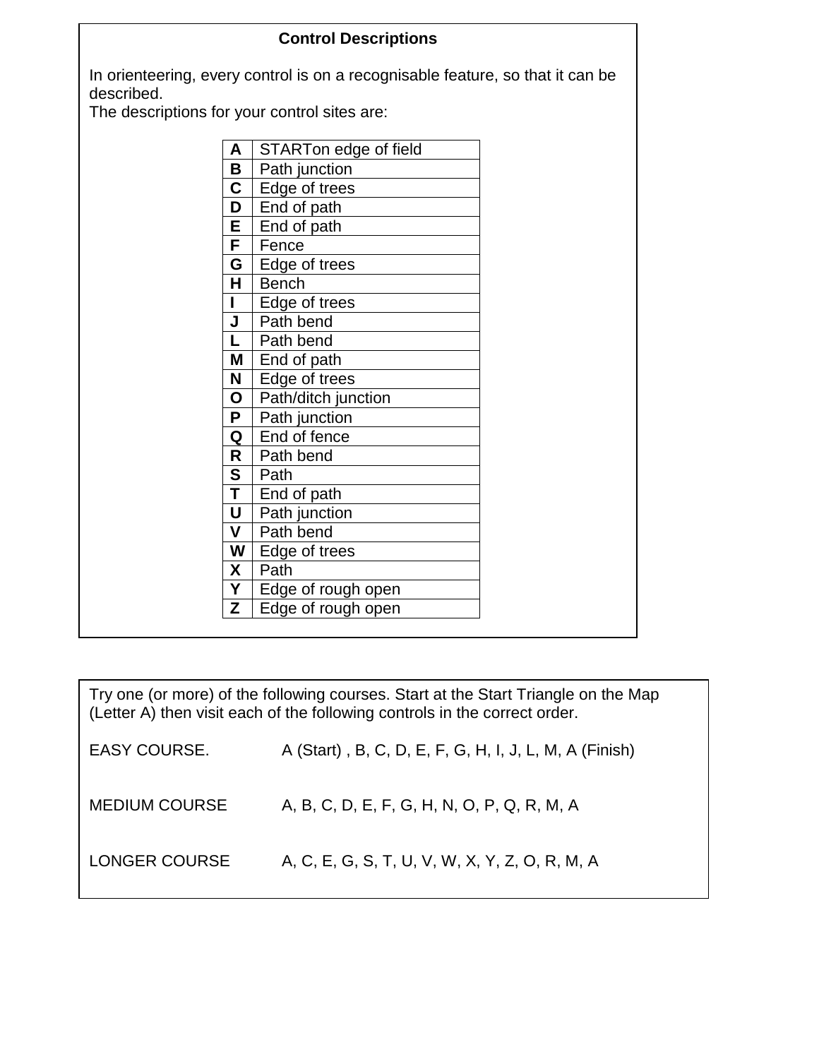## Control Descriptions

In orienteering, every control is on a recognisable feature, so that it can be described.
The descriptions for your control sites are:

| | |
|---|---|
| **A** | STARTon edge of field |
| **B** | Path junction |
| **C** | Edge of trees |
| **D** | End of path |
| **E** | End of path |
| **F** | Fence |
| **G** | Edge of trees |
| **H** | Bench |
| **I** | Edge of trees |
| **J** | Path bend |
| **L** | Path bend |
| **M** | End of path |
| **N** | Edge of trees |
| **O** | Path/ditch junction |
| **P** | Path junction |
| **Q** | End of fence |
| **R** | Path bend |
| **S** | Path |
| **T** | End of path |
| **U** | Path junction |
| **V** | Path bend |
| **W** | Edge of trees |
| **X** | Path |
| **Y** | Edge of rough open |
| **Z** | Edge of rough open |

Try one (or more) of the following courses. Start at the Start Triangle on the Map (Letter A) then visit each of the following controls in the correct order.

EASY COURSE. A (Start) , B, C, D, E, F, G, H, I, J, L, M, A (Finish)

MEDIUM COURSE A, B, C, D, E, F, G, H, N, O, P, Q, R, M, A

LONGER COURSE A, C, E, G, S, T, U, V, W, X, Y, Z, O, R, M, A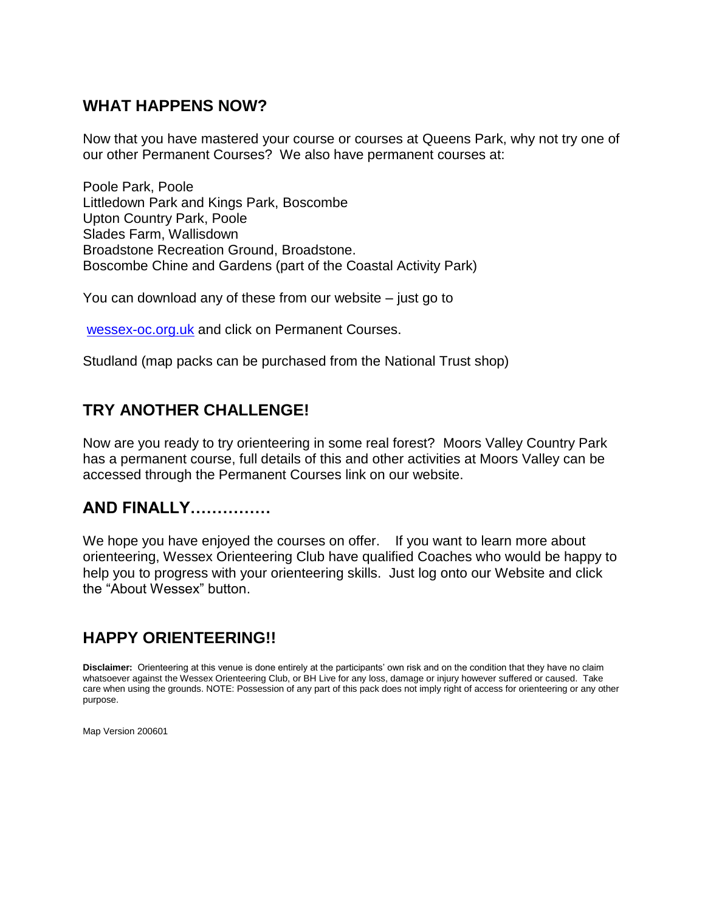## WHAT HAPPENS NOW?

Now that you have mastered your course or courses at Queens Park, why not try one of our other Permanent Courses? We also have permanent courses at:

Poole Park, Poole
Littledown Park and Kings Park, Boscombe
Upton Country Park, Poole
Slades Farm, Wallisdown
Broadstone Recreation Ground, Broadstone.
Boscombe Chine and Gardens (part of the Coastal Activity Park)

You can download any of these from our website – just go to

[wessex-oc.org.uk](wessex-oc.org.uk) and click on Permanent Courses.

Studland (map packs can be purchased from the National Trust shop)

## TRY ANOTHER CHALLENGE!

Now are you ready to try orienteering in some real forest? Moors Valley Country Park has a permanent course, full details of this and other activities at Moors Valley can be accessed through the Permanent Courses link on our website.

## AND FINALLY……………

We hope you have enjoyed the courses on offer. If you want to learn more about orienteering, Wessex Orienteering Club have qualified Coaches who would be happy to help you to progress with your orienteering skills. Just log onto our Website and click the "About Wessex" button.

## HAPPY ORIENTEERING!!

**Disclaimer:** Orienteering at this venue is done entirely at the participants' own risk and on the condition that they have no claim whatsoever against the Wessex Orienteering Club, or BH Live for any loss, damage or injury however suffered or caused. Take care when using the grounds. NOTE: Possession of any part of this pack does not imply right of access for orienteering or any other purpose.

Map Version 200601